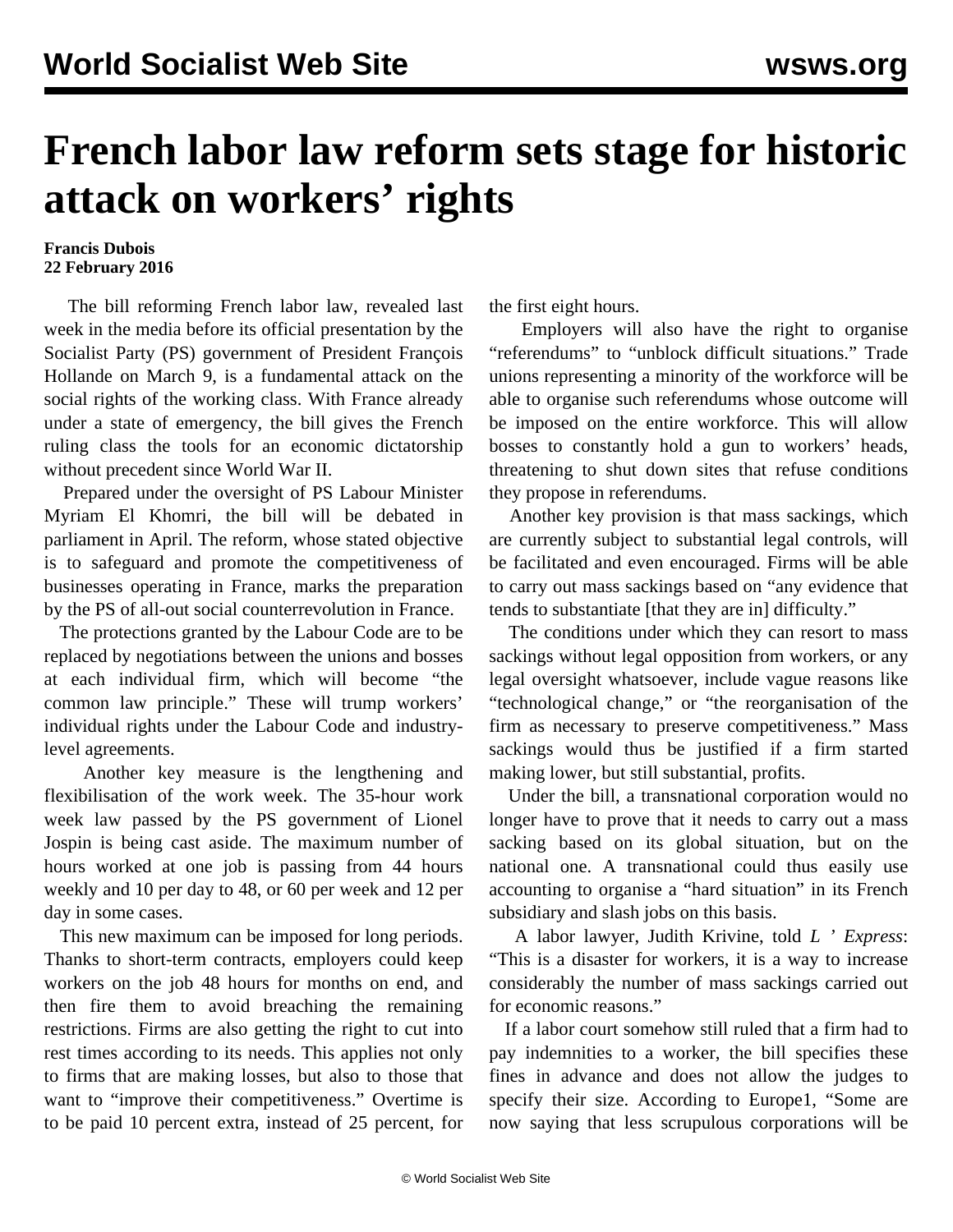# French labor law reform sets stage for historic attack on workers' rights

**Francis Dubois**
**22 February 2016**

The bill reforming French labor law, revealed last week in the media before its official presentation by the Socialist Party (PS) government of President François Hollande on March 9, is a fundamental attack on the social rights of the working class. With France already under a state of emergency, the bill gives the French ruling class the tools for an economic dictatorship without precedent since World War II.

Prepared under the oversight of PS Labour Minister Myriam El Khomri, the bill will be debated in parliament in April. The reform, whose stated objective is to safeguard and promote the competitiveness of businesses operating in France, marks the preparation by the PS of all-out social counterrevolution in France.

The protections granted by the Labour Code are to be replaced by negotiations between the unions and bosses at each individual firm, which will become "the common law principle." These will trump workers' individual rights under the Labour Code and industry-level agreements.

Another key measure is the lengthening and flexibilisation of the work week. The 35-hour work week law passed by the PS government of Lionel Jospin is being cast aside. The maximum number of hours worked at one job is passing from 44 hours weekly and 10 per day to 48, or 60 per week and 12 per day in some cases.

This new maximum can be imposed for long periods. Thanks to short-term contracts, employers could keep workers on the job 48 hours for months on end, and then fire them to avoid breaching the remaining restrictions. Firms are also getting the right to cut into rest times according to its needs. This applies not only to firms that are making losses, but also to those that want to "improve their competitiveness." Overtime is to be paid 10 percent extra, instead of 25 percent, for the first eight hours.

Employers will also have the right to organise "referendums" to "unblock difficult situations." Trade unions representing a minority of the workforce will be able to organise such referendums whose outcome will be imposed on the entire workforce. This will allow bosses to constantly hold a gun to workers' heads, threatening to shut down sites that refuse conditions they propose in referendums.

Another key provision is that mass sackings, which are currently subject to substantial legal controls, will be facilitated and even encouraged. Firms will be able to carry out mass sackings based on "any evidence that tends to substantiate [that they are in] difficulty."

The conditions under which they can resort to mass sackings without legal opposition from workers, or any legal oversight whatsoever, include vague reasons like "technological change," or "the reorganisation of the firm as necessary to preserve competitiveness." Mass sackings would thus be justified if a firm started making lower, but still substantial, profits.

Under the bill, a transnational corporation would no longer have to prove that it needs to carry out a mass sacking based on its global situation, but on the national one. A transnational could thus easily use accounting to organise a "hard situation" in its French subsidiary and slash jobs on this basis.

A labor lawyer, Judith Krivine, told *L ' Express*: "This is a disaster for workers, it is a way to increase considerably the number of mass sackings carried out for economic reasons."

If a labor court somehow still ruled that a firm had to pay indemnities to a worker, the bill specifies these fines in advance and does not allow the judges to specify their size. According to Europe1, "Some are now saying that less scrupulous corporations will be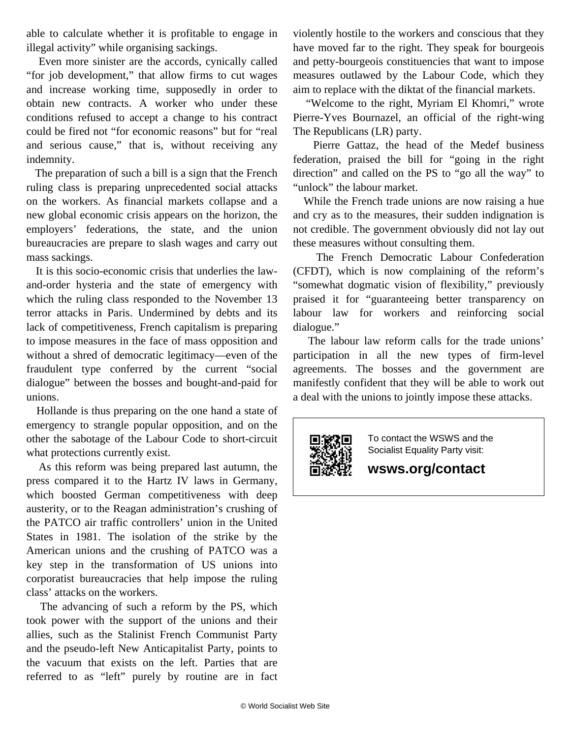able to calculate whether it is profitable to engage in illegal activity" while organising sackings.

Even more sinister are the accords, cynically called "for job development," that allow firms to cut wages and increase working time, supposedly in order to obtain new contracts. A worker who under these conditions refused to accept a change to his contract could be fired not "for economic reasons" but for "real and serious cause," that is, without receiving any indemnity.

The preparation of such a bill is a sign that the French ruling class is preparing unprecedented social attacks on the workers. As financial markets collapse and a new global economic crisis appears on the horizon, the employers' federations, the state, and the union bureaucracies are prepare to slash wages and carry out mass sackings.

It is this socio-economic crisis that underlies the law-and-order hysteria and the state of emergency with which the ruling class responded to the November 13 terror attacks in Paris. Undermined by debts and its lack of competitiveness, French capitalism is preparing to impose measures in the face of mass opposition and without a shred of democratic legitimacy—even of the fraudulent type conferred by the current "social dialogue" between the bosses and bought-and-paid for unions.

Hollande is thus preparing on the one hand a state of emergency to strangle popular opposition, and on the other the sabotage of the Labour Code to short-circuit what protections currently exist.

As this reform was being prepared last autumn, the press compared it to the Hartz IV laws in Germany, which boosted German competitiveness with deep austerity, or to the Reagan administration's crushing of the PATCO air traffic controllers' union in the United States in 1981. The isolation of the strike by the American unions and the crushing of PATCO was a key step in the transformation of US unions into corporatist bureaucracies that help impose the ruling class' attacks on the workers.

The advancing of such a reform by the PS, which took power with the support of the unions and their allies, such as the Stalinist French Communist Party and the pseudo-left New Anticapitalist Party, points to the vacuum that exists on the left. Parties that are referred to as "left" purely by routine are in fact violently hostile to the workers and conscious that they have moved far to the right. They speak for bourgeois and petty-bourgeois constituencies that want to impose measures outlawed by the Labour Code, which they aim to replace with the diktat of the financial markets.

"Welcome to the right, Myriam El Khomri," wrote Pierre-Yves Bournazel, an official of the right-wing The Republicans (LR) party.

Pierre Gattaz, the head of the Medef business federation, praised the bill for "going in the right direction" and called on the PS to "go all the way" to "unlock" the labour market.

While the French trade unions are now raising a hue and cry as to the measures, their sudden indignation is not credible. The government obviously did not lay out these measures without consulting them.

The French Democratic Labour Confederation (CFDT), which is now complaining of the reform's "somewhat dogmatic vision of flexibility," previously praised it for "guaranteeing better transparency on labour law for workers and reinforcing social dialogue."

The labour law reform calls for the trade unions' participation in all the new types of firm-level agreements. The bosses and the government are manifestly confident that they will be able to work out a deal with the unions to jointly impose these attacks.

To contact the WSWS and the Socialist Equality Party visit:

**wsws.org/contact**